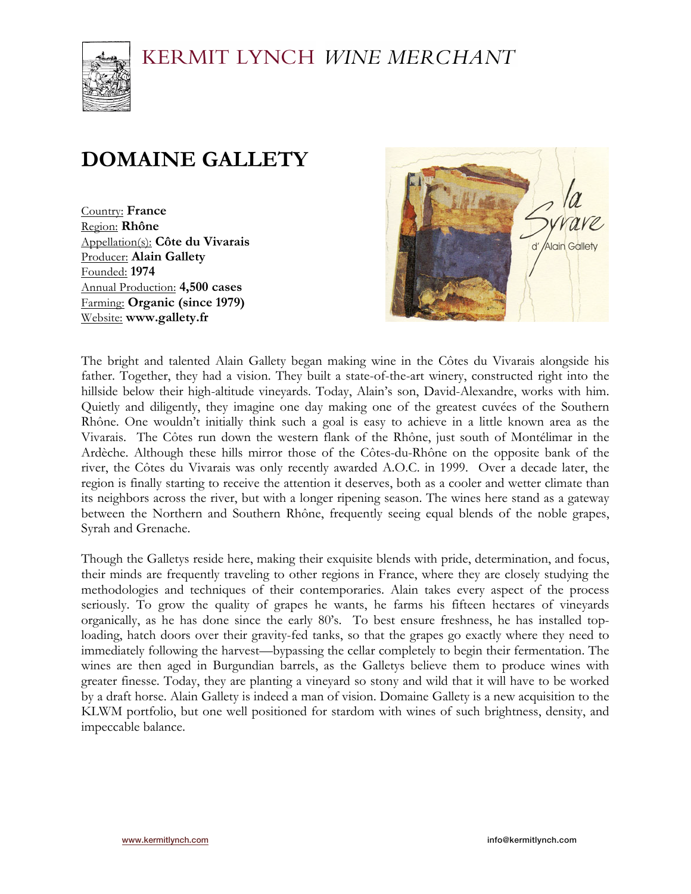# KERMIT LYNCH *WINE MERCHANT*

## DOMAINE GALLETY

Country: **France**
Region: **Rhône**
Appellation(s): **Côte du Vivarais**
Producer: **Alain Gallety**
Founded: **1974**
Annual Production: **4,500 cases**
Farming: **Organic (since 1979)**
Website: **www.gallety.fr**

The bright and talented Alain Gallety began making wine in the Côtes du Vivarais alongside his father. Together, they had a vision. They built a state-of-the-art winery, constructed right into the hillside below their high-altitude vineyards. Today, Alain's son, David-Alexandre, works with him. Quietly and diligently, they imagine one day making one of the greatest cuvées of the Southern Rhône. One wouldn't initially think such a goal is easy to achieve in a little known area as the Vivarais. The Côtes run down the western flank of the Rhône, just south of Montélimar in the Ardèche. Although these hills mirror those of the Côtes-du-Rhône on the opposite bank of the river, the Côtes du Vivarais was only recently awarded A.O.C. in 1999. Over a decade later, the region is finally starting to receive the attention it deserves, both as a cooler and wetter climate than its neighbors across the river, but with a longer ripening season. The wines here stand as a gateway between the Northern and Southern Rhône, frequently seeing equal blends of the noble grapes, Syrah and Grenache.

Though the Galletys reside here, making their exquisite blends with pride, determination, and focus, their minds are frequently traveling to other regions in France, where they are closely studying the methodologies and techniques of their contemporaries. Alain takes every aspect of the process seriously. To grow the quality of grapes he wants, he farms his fifteen hectares of vineyards organically, as he has done since the early 80's. To best ensure freshness, he has installed top-loading, hatch doors over their gravity-fed tanks, so that the grapes go exactly where they need to immediately following the harvest—bypassing the cellar completely to begin their fermentation. The wines are then aged in Burgundian barrels, as the Galletys believe them to produce wines with greater finesse. Today, they are planting a vineyard so stony and wild that it will have to be worked by a draft horse. Alain Gallety is indeed a man of vision. Domaine Gallety is a new acquisition to the KLWM portfolio, but one well positioned for stardom with wines of such brightness, density, and impeccable balance.

www.kermitlynch.com info@kermitlynch.com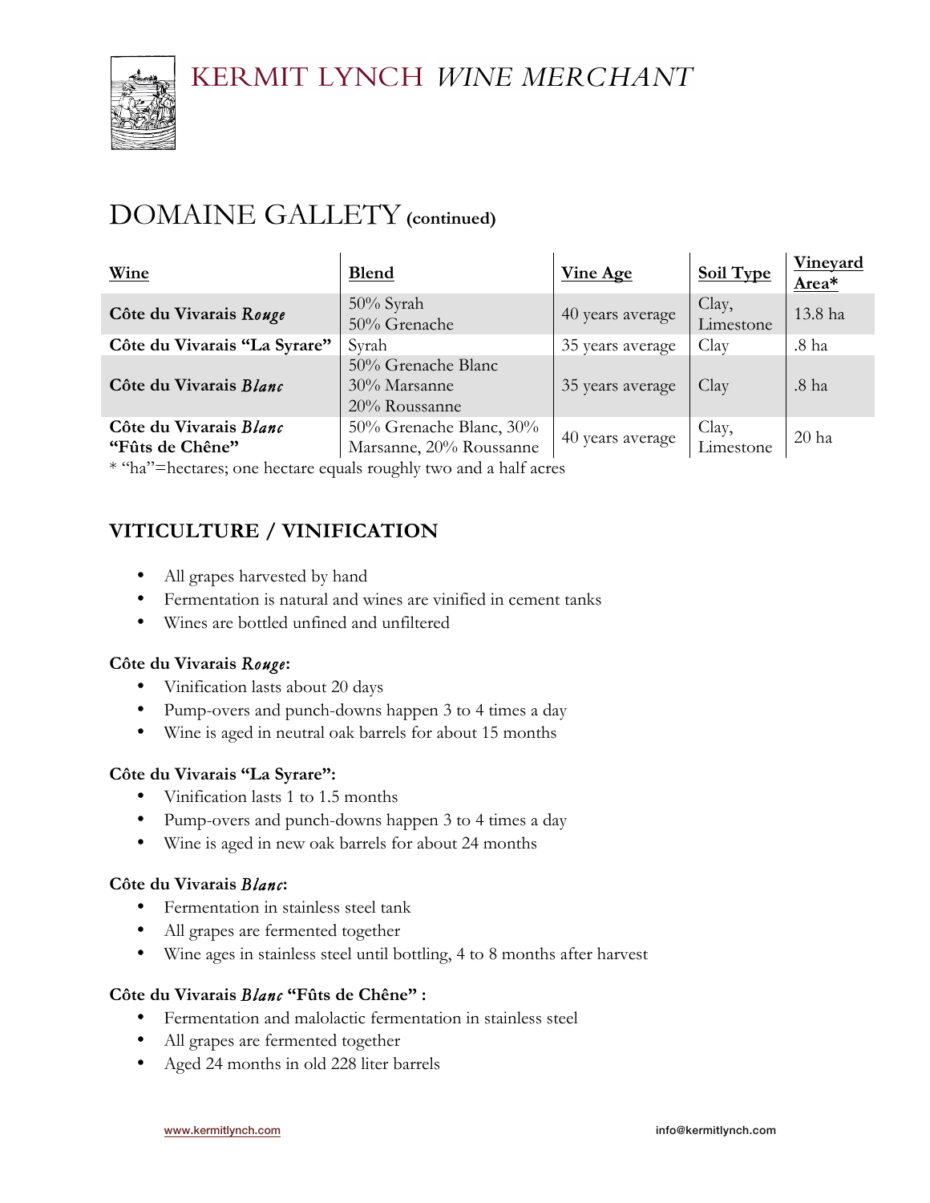# KERMIT LYNCH *WINE MERCHANT*

## DOMAINE GALLETY **(continued)**

| Wine | Blend | Vine Age | Soil Type | Vineyard Area* |
|---|---|---|---|---|
| **Côte du Vivarais *Rouge*** | 50% Syrah<br>50% Grenache | 40 years average | Clay, Limestone | 13.8 ha |
| **Côte du Vivarais "La Syrare"** | Syrah | 35 years average | Clay | .8 ha |
| **Côte du Vivarais *Blanc*** | 50% Grenache Blanc<br>30% Marsanne<br>20% Roussanne | 35 years average | Clay | .8 ha |
| **Côte du Vivarais *Blanc* "Fûts de Chêne"** | 50% Grenache Blanc, 30% Marsanne, 20% Roussanne | 40 years average | Clay, Limestone | 20 ha |

* "ha"=hectares; one hectare equals roughly two and a half acres

### VITICULTURE / VINIFICATION

- All grapes harvested by hand
- Fermentation is natural and wines are vinified in cement tanks
- Wines are bottled unfined and unfiltered

**Côte du Vivarais *Rouge*:**

- Vinification lasts about 20 days
- Pump-overs and punch-downs happen 3 to 4 times a day
- Wine is aged in neutral oak barrels for about 15 months

**Côte du Vivarais "La Syrare":**

- Vinification lasts 1 to 1.5 months
- Pump-overs and punch-downs happen 3 to 4 times a day
- Wine is aged in new oak barrels for about 24 months

**Côte du Vivarais *Blanc*:**

- Fermentation in stainless steel tank
- All grapes are fermented together
- Wine ages in stainless steel until bottling, 4 to 8 months after harvest

**Côte du Vivarais *Blanc* "Fûts de Chêne" :**

- Fermentation and malolactic fermentation in stainless steel
- All grapes are fermented together
- Aged 24 months in old 228 liter barrels

www.kermitlynch.com info@kermitlynch.com